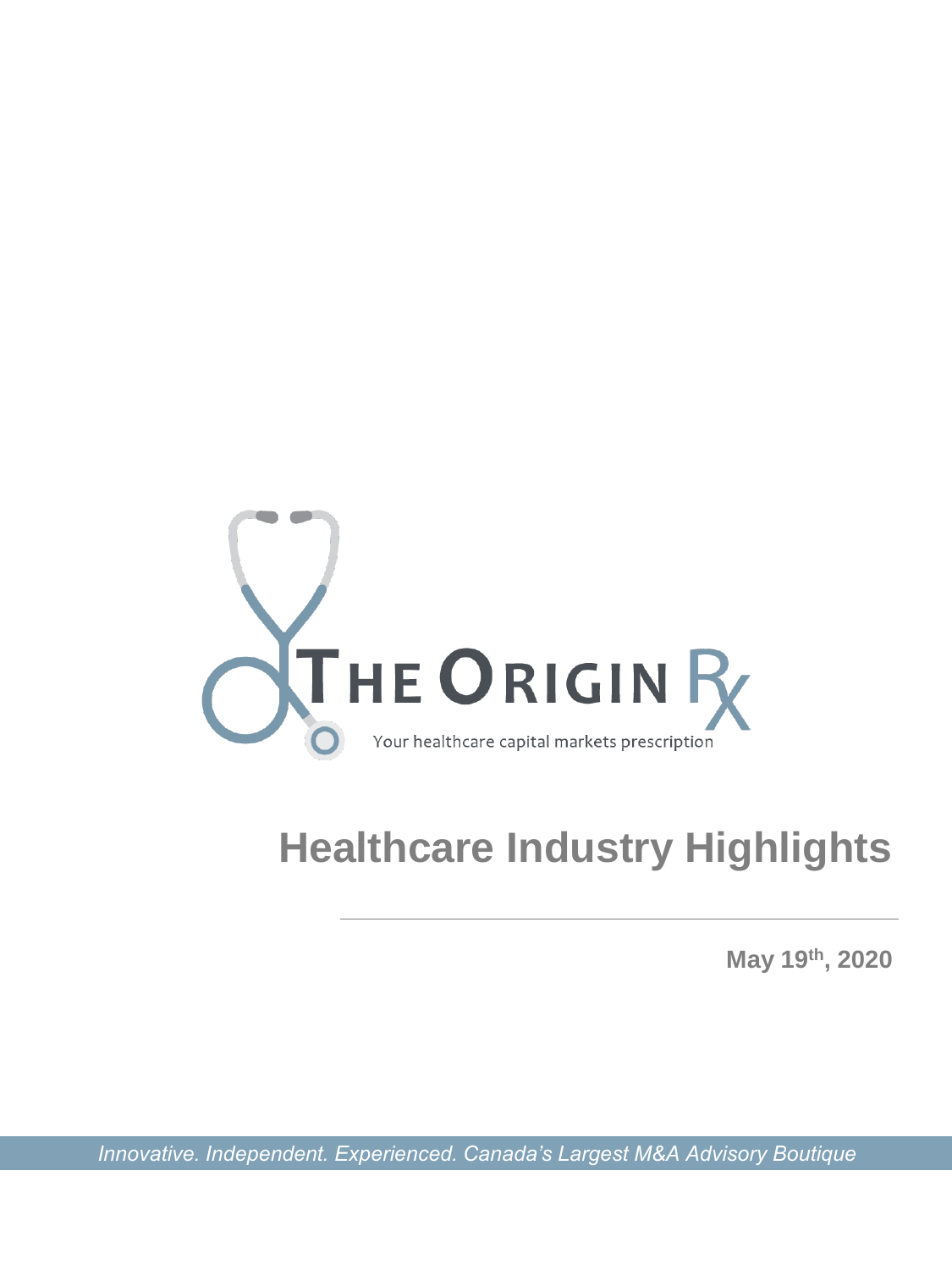THE ORIGIN Rx

Your healthcare capital markets prescription

# Healthcare Industry Highlights

**May 19th, 2020**

*Innovative. Independent. Experienced. Canada's Largest M&A Advisory Boutique*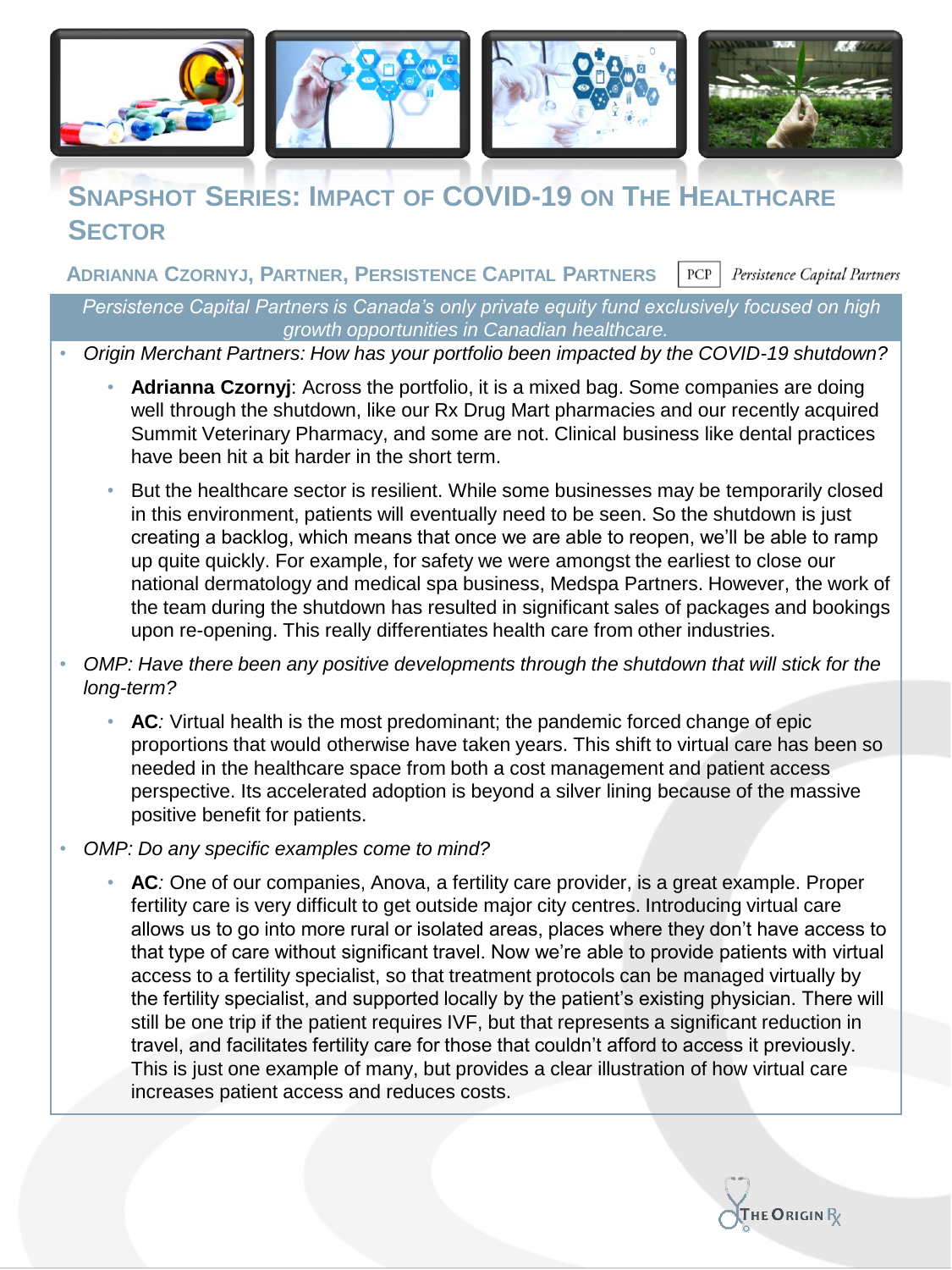# Snapshot Series: Impact of COVID-19 on The Healthcare Sector

## Adrianna Czornyj, Partner, Persistence Capital Partners

PCP | Persistence Capital Partners

*Persistence Capital Partners is Canada's only private equity fund exclusively focused on high growth opportunities in Canadian healthcare.*

- *Origin Merchant Partners: How has your portfolio been impacted by the COVID-19 shutdown?*
  - **Adrianna Czornyj**: Across the portfolio, it is a mixed bag. Some companies are doing well through the shutdown, like our Rx Drug Mart pharmacies and our recently acquired Summit Veterinary Pharmacy, and some are not. Clinical business like dental practices have been hit a bit harder in the short term.
  - But the healthcare sector is resilient. While some businesses may be temporarily closed in this environment, patients will eventually need to be seen. So the shutdown is just creating a backlog, which means that once we are able to reopen, we'll be able to ramp up quite quickly. For example, for safety we were amongst the earliest to close our national dermatology and medical spa business, Medspa Partners. However, the work of the team during the shutdown has resulted in significant sales of packages and bookings upon re-opening. This really differentiates health care from other industries.
- *OMP: Have there been any positive developments through the shutdown that will stick for the long-term?*
  - **AC***:* Virtual health is the most predominant; the pandemic forced change of epic proportions that would otherwise have taken years. This shift to virtual care has been so needed in the healthcare space from both a cost management and patient access perspective. Its accelerated adoption is beyond a silver lining because of the massive positive benefit for patients.
- *OMP: Do any specific examples come to mind?*
  - **AC***:* One of our companies, Anova, a fertility care provider, is a great example. Proper fertility care is very difficult to get outside major city centres. Introducing virtual care allows us to go into more rural or isolated areas, places where they don't have access to that type of care without significant travel. Now we're able to provide patients with virtual access to a fertility specialist, so that treatment protocols can be managed virtually by the fertility specialist, and supported locally by the patient's existing physician. There will still be one trip if the patient requires IVF, but that represents a significant reduction in travel, and facilitates fertility care for those that couldn't afford to access it previously. This is just one example of many, but provides a clear illustration of how virtual care increases patient access and reduces costs.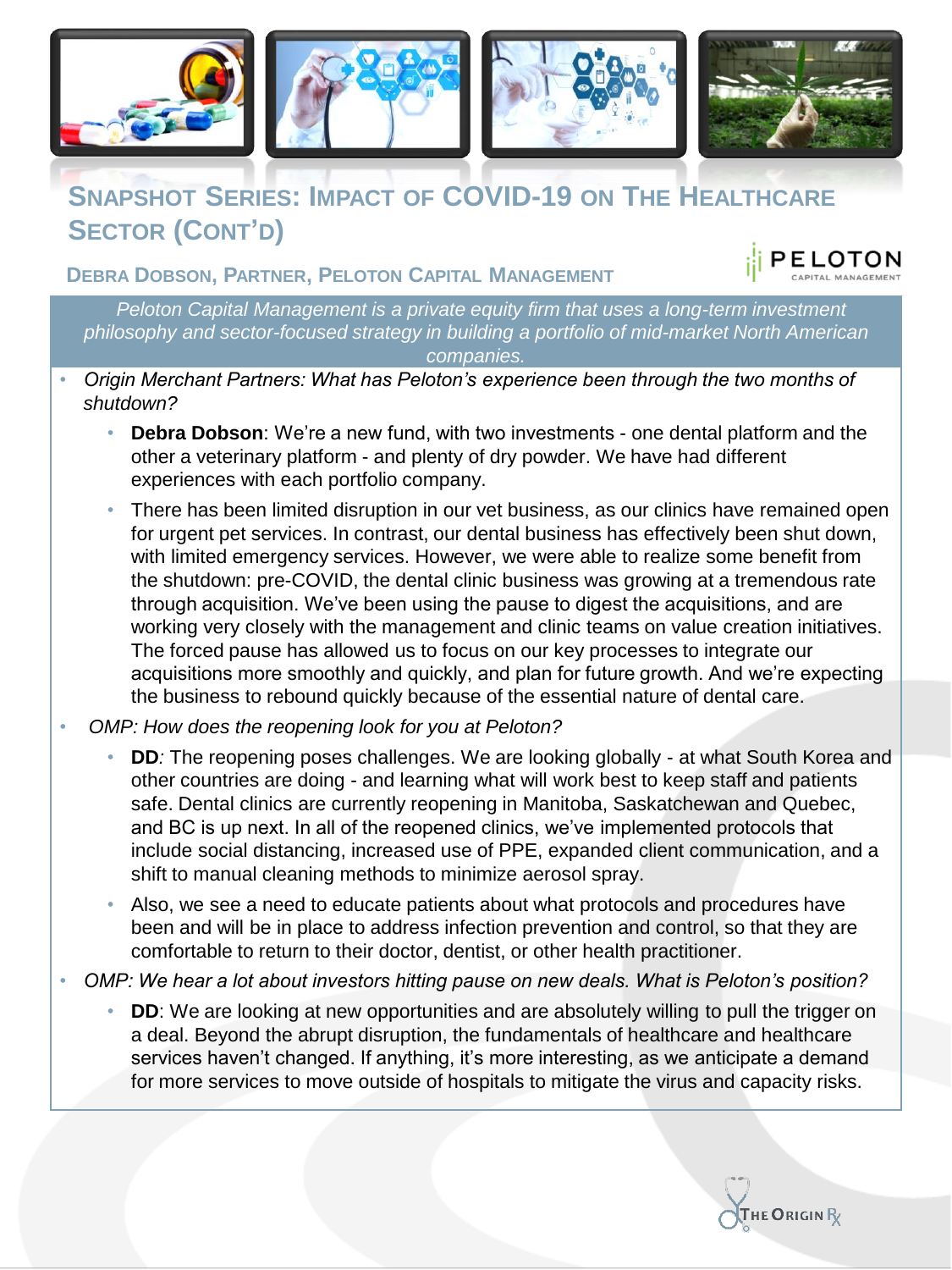## Snapshot Series: Impact of COVID-19 on The Healthcare Sector (Cont'd)

### Debra Dobson, Partner, Peloton Capital Management

*Peloton Capital Management is a private equity firm that uses a long-term investment philosophy and sector-focused strategy in building a portfolio of mid-market North American companies.*

- *Origin Merchant Partners: What has Peloton's experience been through the two months of shutdown?*
  - **Debra Dobson**: We're a new fund, with two investments - one dental platform and the other a veterinary platform - and plenty of dry powder. We have had different experiences with each portfolio company.
  - There has been limited disruption in our vet business, as our clinics have remained open for urgent pet services. In contrast, our dental business has effectively been shut down, with limited emergency services. However, we were able to realize some benefit from the shutdown: pre-COVID, the dental clinic business was growing at a tremendous rate through acquisition. We've been using the pause to digest the acquisitions, and are working very closely with the management and clinic teams on value creation initiatives. The forced pause has allowed us to focus on our key processes to integrate our acquisitions more smoothly and quickly, and plan for future growth. And we're expecting the business to rebound quickly because of the essential nature of dental care.
- *OMP: How does the reopening look for you at Peloton?*
  - **DD**: The reopening poses challenges. We are looking globally - at what South Korea and other countries are doing - and learning what will work best to keep staff and patients safe. Dental clinics are currently reopening in Manitoba, Saskatchewan and Quebec, and BC is up next. In all of the reopened clinics, we've implemented protocols that include social distancing, increased use of PPE, expanded client communication, and a shift to manual cleaning methods to minimize aerosol spray.
  - Also, we see a need to educate patients about what protocols and procedures have been and will be in place to address infection prevention and control, so that they are comfortable to return to their doctor, dentist, or other health practitioner.
- *OMP: We hear a lot about investors hitting pause on new deals. What is Peloton's position?*
  - **DD**: We are looking at new opportunities and are absolutely willing to pull the trigger on a deal. Beyond the abrupt disruption, the fundamentals of healthcare and healthcare services haven't changed. If anything, it's more interesting, as we anticipate a demand for more services to move outside of hospitals to mitigate the virus and capacity risks.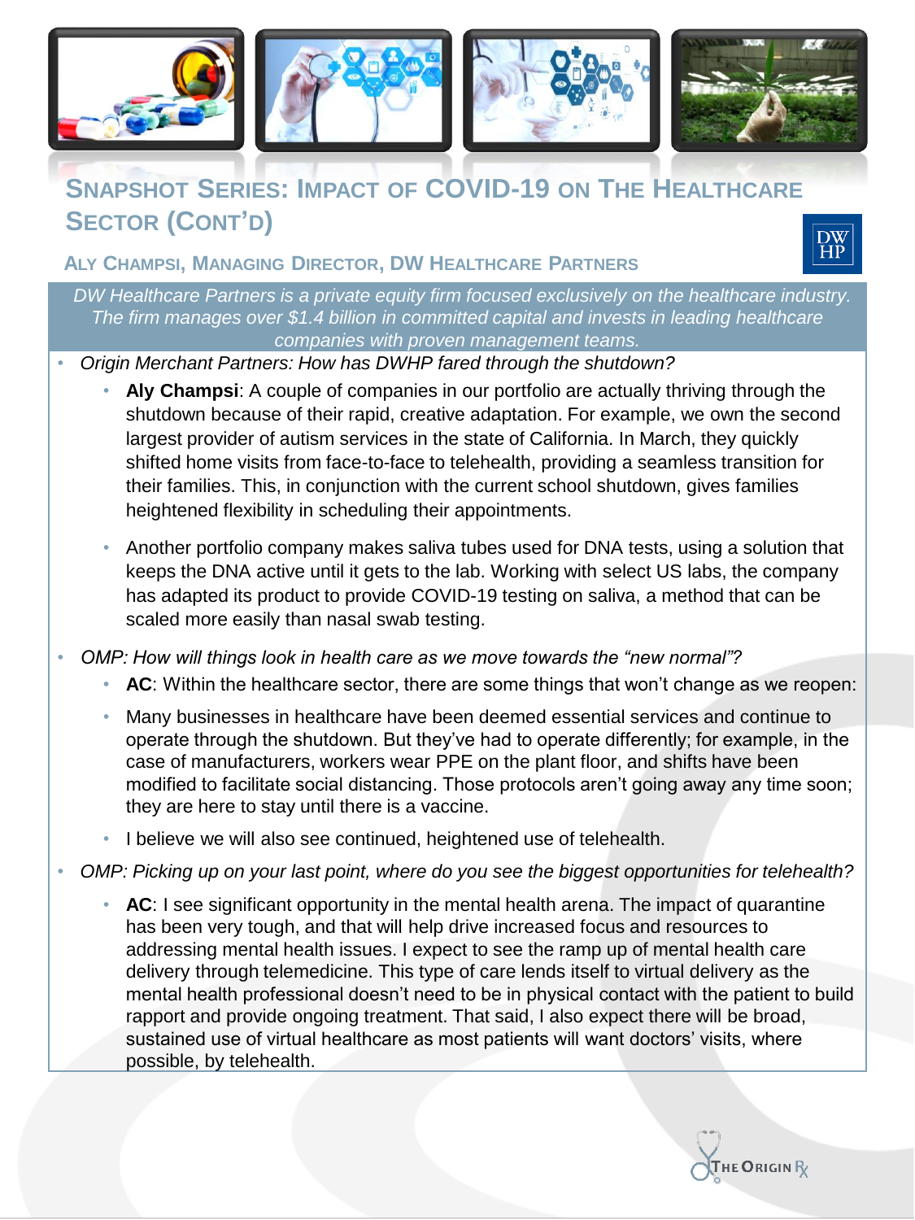# Snapshot Series: Impact of COVID-19 on the Healthcare Sector (Cont'd)

## Aly Champsi, Managing Director, DW Healthcare Partners

*DW Healthcare Partners is a private equity firm focused exclusively on the healthcare industry. The firm manages over $1.4 billion in committed capital and invests in leading healthcare companies with proven management teams.*

- *Origin Merchant Partners: How has DWHP fared through the shutdown?*
  - **Aly Champsi**: A couple of companies in our portfolio are actually thriving through the shutdown because of their rapid, creative adaptation. For example, we own the second largest provider of autism services in the state of California. In March, they quickly shifted home visits from face-to-face to telehealth, providing a seamless transition for their families. This, in conjunction with the current school shutdown, gives families heightened flexibility in scheduling their appointments.
  - Another portfolio company makes saliva tubes used for DNA tests, using a solution that keeps the DNA active until it gets to the lab. Working with select US labs, the company has adapted its product to provide COVID-19 testing on saliva, a method that can be scaled more easily than nasal swab testing.
- *OMP: How will things look in health care as we move towards the "new normal"?*
  - **AC**: Within the healthcare sector, there are some things that won't change as we reopen:
  - Many businesses in healthcare have been deemed essential services and continue to operate through the shutdown. But they've had to operate differently; for example, in the case of manufacturers, workers wear PPE on the plant floor, and shifts have been modified to facilitate social distancing. Those protocols aren't going away any time soon; they are here to stay until there is a vaccine.
  - I believe we will also see continued, heightened use of telehealth.
- *OMP: Picking up on your last point, where do you see the biggest opportunities for telehealth?*
  - **AC**: I see significant opportunity in the mental health arena. The impact of quarantine has been very tough, and that will help drive increased focus and resources to addressing mental health issues. I expect to see the ramp up of mental health care delivery through telemedicine. This type of care lends itself to virtual delivery as the mental health professional doesn't need to be in physical contact with the patient to build rapport and provide ongoing treatment. That said, I also expect there will be broad, sustained use of virtual healthcare as most patients will want doctors' visits, where possible, by telehealth.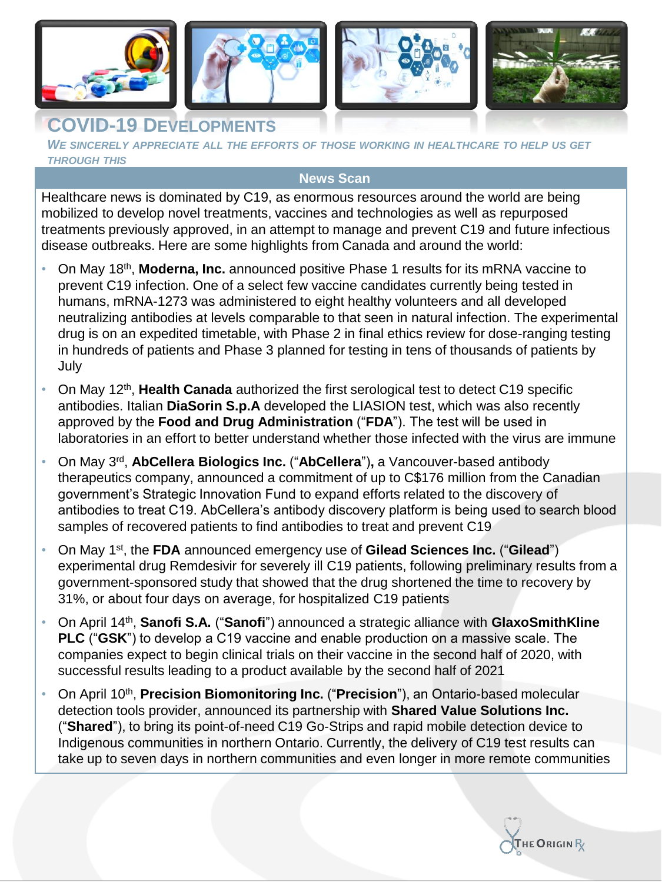# COVID-19 Developments

*We sincerely appreciate all the efforts of those working in healthcare to help us get through this*

## News Scan

Healthcare news is dominated by C19, as enormous resources around the world are being mobilized to develop novel treatments, vaccines and technologies as well as repurposed treatments previously approved, in an attempt to manage and prevent C19 and future infectious disease outbreaks. Here are some highlights from Canada and around the world:

- On May 18th, **Moderna, Inc.** announced positive Phase 1 results for its mRNA vaccine to prevent C19 infection. One of a select few vaccine candidates currently being tested in humans, mRNA-1273 was administered to eight healthy volunteers and all developed neutralizing antibodies at levels comparable to that seen in natural infection. The experimental drug is on an expedited timetable, with Phase 2 in final ethics review for dose-ranging testing in hundreds of patients and Phase 3 planned for testing in tens of thousands of patients by July
- On May 12th, **Health Canada** authorized the first serological test to detect C19 specific antibodies. Italian **DiaSorin S.p.A** developed the LIASION test, which was also recently approved by the **Food and Drug Administration** ("**FDA**"). The test will be used in laboratories in an effort to better understand whether those infected with the virus are immune
- On May 3rd, **AbCellera Biologics Inc.** ("**AbCellera**")**,** a Vancouver-based antibody therapeutics company, announced a commitment of up to C$176 million from the Canadian government's Strategic Innovation Fund to expand efforts related to the discovery of antibodies to treat C19. AbCellera's antibody discovery platform is being used to search blood samples of recovered patients to find antibodies to treat and prevent C19
- On May 1st, the **FDA** announced emergency use of **Gilead Sciences Inc.** ("**Gilead**") experimental drug Remdesivir for severely ill C19 patients, following preliminary results from a government-sponsored study that showed that the drug shortened the time to recovery by 31%, or about four days on average, for hospitalized C19 patients
- On April 14th, **Sanofi S.A.** ("**Sanofi**") announced a strategic alliance with **GlaxoSmithKline PLC** ("**GSK**") to develop a C19 vaccine and enable production on a massive scale. The companies expect to begin clinical trials on their vaccine in the second half of 2020, with successful results leading to a product available by the second half of 2021
- On April 10th, **Precision Biomonitoring Inc.** ("**Precision**"), an Ontario-based molecular detection tools provider, announced its partnership with **Shared Value Solutions Inc.** ("**Shared**"), to bring its point-of-need C19 Go-Strips and rapid mobile detection device to Indigenous communities in northern Ontario. Currently, the delivery of C19 test results can take up to seven days in northern communities and even longer in more remote communities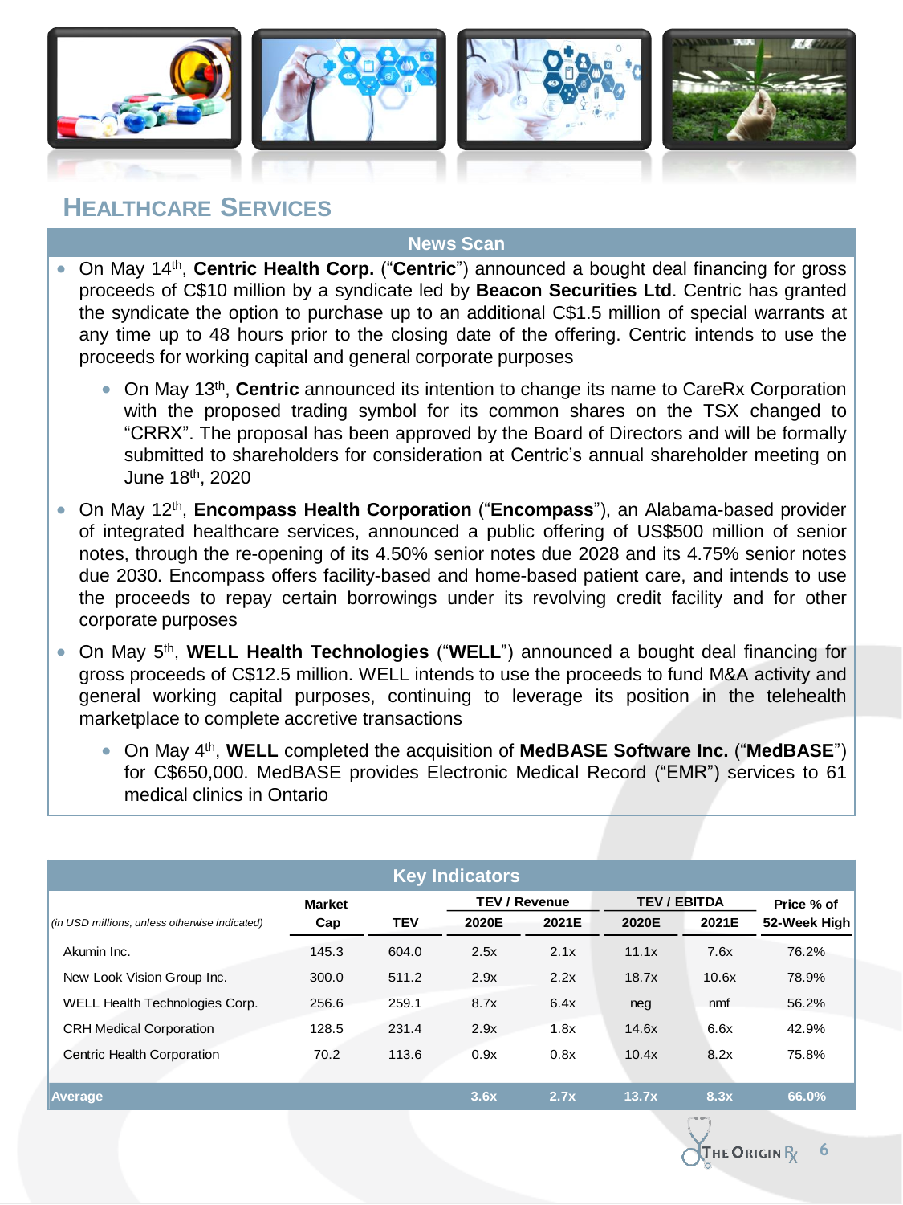# HEALTHCARE SERVICES

## News Scan

- On May 14th, **Centric Health Corp.** ("**Centric**") announced a bought deal financing for gross proceeds of C$10 million by a syndicate led by **Beacon Securities Ltd**. Centric has granted the syndicate the option to purchase up to an additional C$1.5 million of special warrants at any time up to 48 hours prior to the closing date of the offering. Centric intends to use the proceeds for working capital and general corporate purposes
  - On May 13th, **Centric** announced its intention to change its name to CareRx Corporation with the proposed trading symbol for its common shares on the TSX changed to "CRRX". The proposal has been approved by the Board of Directors and will be formally submitted to shareholders for consideration at Centric's annual shareholder meeting on June 18th, 2020
- On May 12th, **Encompass Health Corporation** ("**Encompass**"), an Alabama-based provider of integrated healthcare services, announced a public offering of US$500 million of senior notes, through the re-opening of its 4.50% senior notes due 2028 and its 4.75% senior notes due 2030. Encompass offers facility-based and home-based patient care, and intends to use the proceeds to repay certain borrowings under its revolving credit facility and for other corporate purposes
- On May 5th, **WELL Health Technologies** ("**WELL**") announced a bought deal financing for gross proceeds of C$12.5 million. WELL intends to use the proceeds to fund M&A activity and general working capital purposes, continuing to leverage its position in the telehealth marketplace to complete accretive transactions
  - On May 4th, **WELL** completed the acquisition of **MedBASE Software Inc.** ("**MedBASE**") for C$650,000. MedBASE provides Electronic Medical Record ("EMR") services to 61 medical clinics in Ontario

## Key Indicators

| *(in USD millions, unless otherwise indicated)* | Market Cap | TEV | TEV / Revenue | | TEV / EBITDA | | Price % of 52-Week High |
|---|---|---|---|---|---|---|---|
| | | | 2020E | 2021E | 2020E | 2021E | |
| Akumin Inc. | 145.3 | 604.0 | 2.5x | 2.1x | 11.1x | 7.6x | 76.2% |
| New Look Vision Group Inc. | 300.0 | 511.2 | 2.9x | 2.2x | 18.7x | 10.6x | 78.9% |
| WELL Health Technologies Corp. | 256.6 | 259.1 | 8.7x | 6.4x | neg | nmf | 56.2% |
| CRH Medical Corporation | 128.5 | 231.4 | 2.9x | 1.8x | 14.6x | 6.6x | 42.9% |
| Centric Health Corporation | 70.2 | 113.6 | 0.9x | 0.8x | 10.4x | 8.2x | 75.8% |
| **Average** | | | **3.6x** | **2.7x** | **13.7x** | **8.3x** | **66.0%** |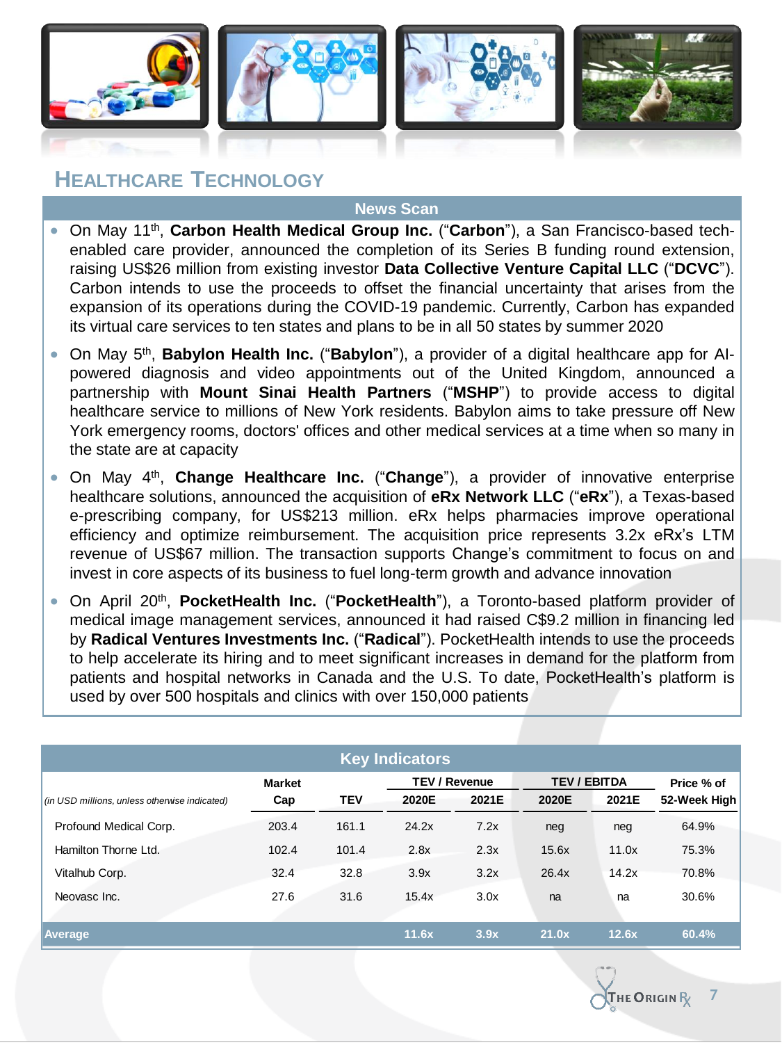## HEALTHCARE TECHNOLOGY

### News Scan

- On May 11th, **Carbon Health Medical Group Inc.** ("**Carbon**"), a San Francisco-based tech-enabled care provider, announced the completion of its Series B funding round extension, raising US$26 million from existing investor **Data Collective Venture Capital LLC** ("**DCVC**"). Carbon intends to use the proceeds to offset the financial uncertainty that arises from the expansion of its operations during the COVID-19 pandemic. Currently, Carbon has expanded its virtual care services to ten states and plans to be in all 50 states by summer 2020
- On May 5th, **Babylon Health Inc.** ("**Babylon**"), a provider of a digital healthcare app for AI-powered diagnosis and video appointments out of the United Kingdom, announced a partnership with **Mount Sinai Health Partners** ("**MSHP**") to provide access to digital healthcare service to millions of New York residents. Babylon aims to take pressure off New York emergency rooms, doctors' offices and other medical services at a time when so many in the state are at capacity
- On May 4th, **Change Healthcare Inc.** ("**Change**"), a provider of innovative enterprise healthcare solutions, announced the acquisition of **eRx Network LLC** ("**eRx**"), a Texas-based e-prescribing company, for US$213 million. eRx helps pharmacies improve operational efficiency and optimize reimbursement. The acquisition price represents 3.2x eRx's LTM revenue of US$67 million. The transaction supports Change's commitment to focus on and invest in core aspects of its business to fuel long-term growth and advance innovation
- On April 20th, **PocketHealth Inc.** ("**PocketHealth**"), a Toronto-based platform provider of medical image management services, announced it had raised C$9.2 million in financing led by **Radical Ventures Investments Inc.** ("**Radical**"). PocketHealth intends to use the proceeds to help accelerate its hiring and to meet significant increases in demand for the platform from patients and hospital networks in Canada and the U.S. To date, PocketHealth's platform is used by over 500 hospitals and clinics with over 150,000 patients

### Key Indicators

| *(in USD millions, unless otherwise indicated)* | Market Cap | TEV | TEV / Revenue 2020E | TEV / Revenue 2021E | TEV / EBITDA 2020E | TEV / EBITDA 2021E | Price % of 52-Week High |
|---|---|---|---|---|---|---|---|
| Profound Medical Corp. | 203.4 | 161.1 | 24.2x | 7.2x | neg | neg | 64.9% |
| Hamilton Thorne Ltd. | 102.4 | 101.4 | 2.8x | 2.3x | 15.6x | 11.0x | 75.3% |
| Vitalhub Corp. | 32.4 | 32.8 | 3.9x | 3.2x | 26.4x | 14.2x | 70.8% |
| Neovasc Inc. | 27.6 | 31.6 | 15.4x | 3.0x | na | na | 30.6% |
| **Average** | | | **11.6x** | **3.9x** | **21.0x** | **12.6x** | **60.4%** |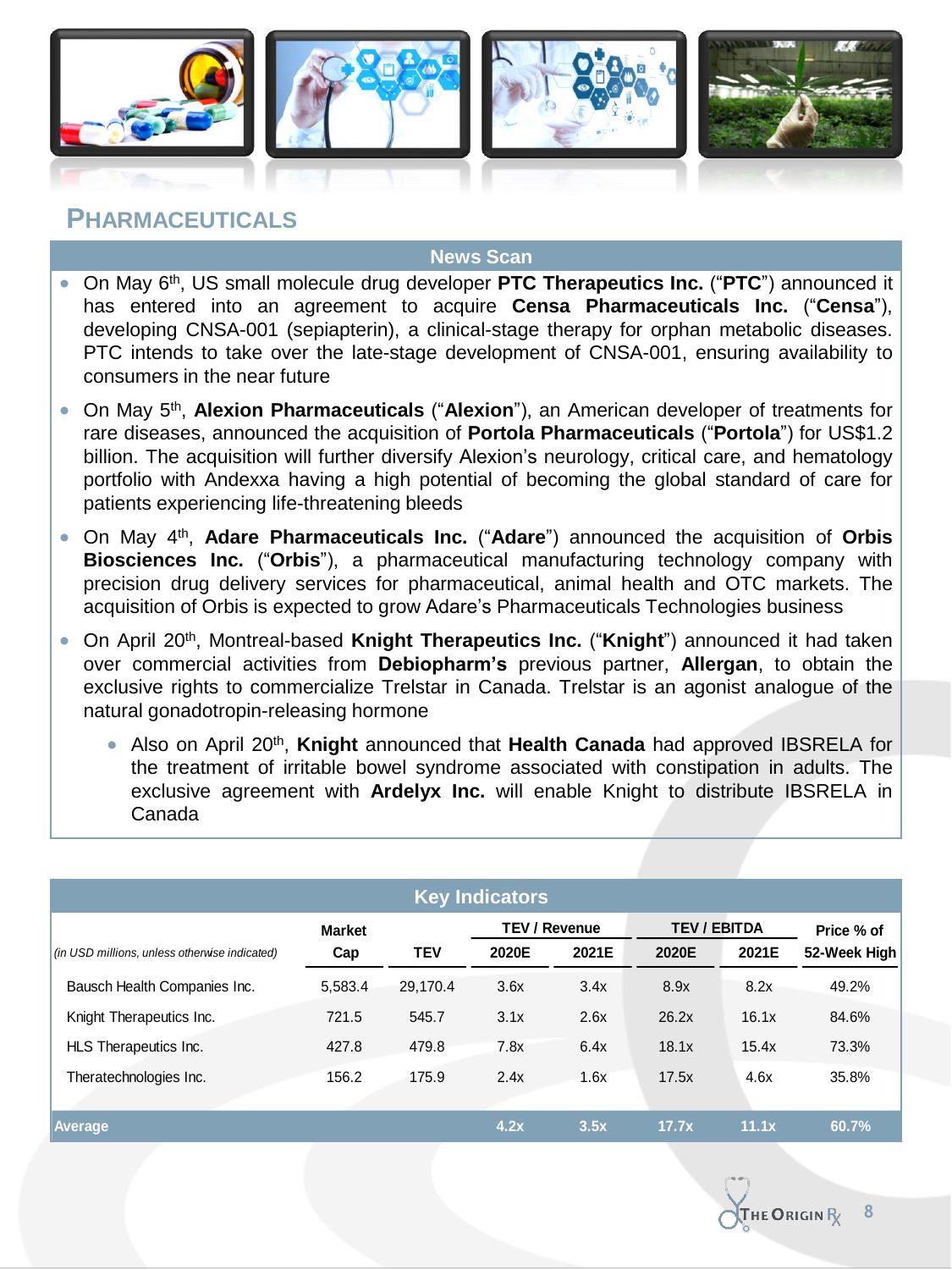## PHARMACEUTICALS

### News Scan

- On May 6th, US small molecule drug developer **PTC Therapeutics Inc.** ("**PTC**") announced it has entered into an agreement to acquire **Censa Pharmaceuticals Inc.** ("**Censa**"), developing CNSA-001 (sepiapterin), a clinical-stage therapy for orphan metabolic diseases. PTC intends to take over the late-stage development of CNSA-001, ensuring availability to consumers in the near future
- On May 5th, **Alexion Pharmaceuticals** ("**Alexion**"), an American developer of treatments for rare diseases, announced the acquisition of **Portola Pharmaceuticals** ("**Portola**") for US$1.2 billion. The acquisition will further diversify Alexion's neurology, critical care, and hematology portfolio with Andexxa having a high potential of becoming the global standard of care for patients experiencing life-threatening bleeds
- On May 4th, **Adare Pharmaceuticals Inc.** ("**Adare**") announced the acquisition of **Orbis Biosciences Inc.** ("**Orbis**"), a pharmaceutical manufacturing technology company with precision drug delivery services for pharmaceutical, animal health and OTC markets. The acquisition of Orbis is expected to grow Adare's Pharmaceuticals Technologies business
- On April 20th, Montreal-based **Knight Therapeutics Inc.** ("**Knight**") announced it had taken over commercial activities from **Debiopharm's** previous partner, **Allergan**, to obtain the exclusive rights to commercialize Trelstar in Canada. Trelstar is an agonist analogue of the natural gonadotropin-releasing hormone
  - Also on April 20th, **Knight** announced that **Health Canada** had approved IBSRELA for the treatment of irritable bowel syndrome associated with constipation in adults. The exclusive agreement with **Ardelyx Inc.** will enable Knight to distribute IBSRELA in Canada

### Key Indicators

| *(in USD millions, unless otherwise indicated)* | Market Cap | TEV | TEV / Revenue 2020E | TEV / Revenue 2021E | TEV / EBITDA 2020E | TEV / EBITDA 2021E | Price % of 52-Week High |
|---|---|---|---|---|---|---|---|
| Bausch Health Companies Inc. | 5,583.4 | 29,170.4 | 3.6x | 3.4x | 8.9x | 8.2x | 49.2% |
| Knight Therapeutics Inc. | 721.5 | 545.7 | 3.1x | 2.6x | 26.2x | 16.1x | 84.6% |
| HLS Therapeutics Inc. | 427.8 | 479.8 | 7.8x | 6.4x | 18.1x | 15.4x | 73.3% |
| Theratechnologies Inc. | 156.2 | 175.9 | 2.4x | 1.6x | 17.5x | 4.6x | 35.8% |
| **Average** | | | **4.2x** | **3.5x** | **17.7x** | **11.1x** | **60.7%** |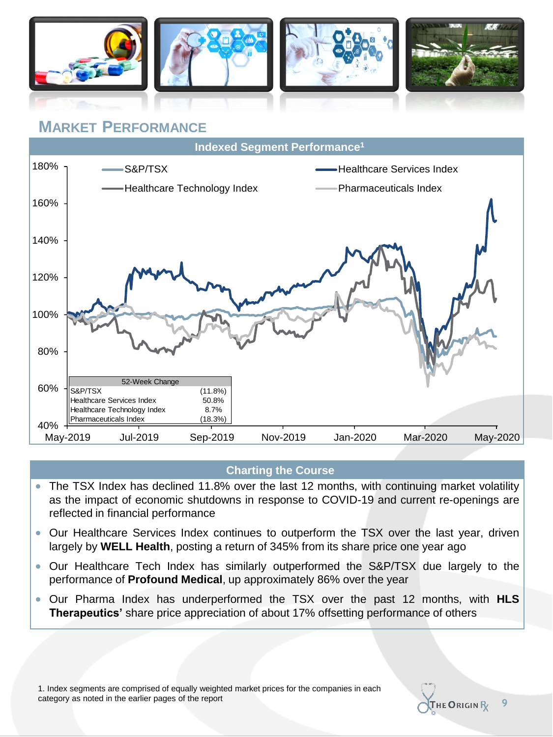## MARKET PERFORMANCE

**Indexed Segment Performance[1]**

| 52-Week Change | |
|---|---|
| S&P/TSX | (11.8%) |
| Healthcare Services Index | 50.8% |
| Healthcare Technology Index | 8.7% |
| Pharmaceuticals Index | (18.3%) |

**Charting the Course**

- The TSX Index has declined 11.8% over the last 12 months, with continuing market volatility as the impact of economic shutdowns in response to COVID-19 and current re-openings are reflected in financial performance
- Our Healthcare Services Index continues to outperform the TSX over the last year, driven largely by **WELL Health**, posting a return of 345% from its share price one year ago
- Our Healthcare Tech Index has similarly outperformed the S&P/TSX due largely to the performance of **Profound Medical**, up approximately 86% over the year
- Our Pharma Index has underperformed the TSX over the past 12 months, with **HLS Therapeutics'** share price appreciation of about 17% offsetting performance of others

1. Index segments are comprised of equally weighted market prices for the companies in each category as noted in the earlier pages of the report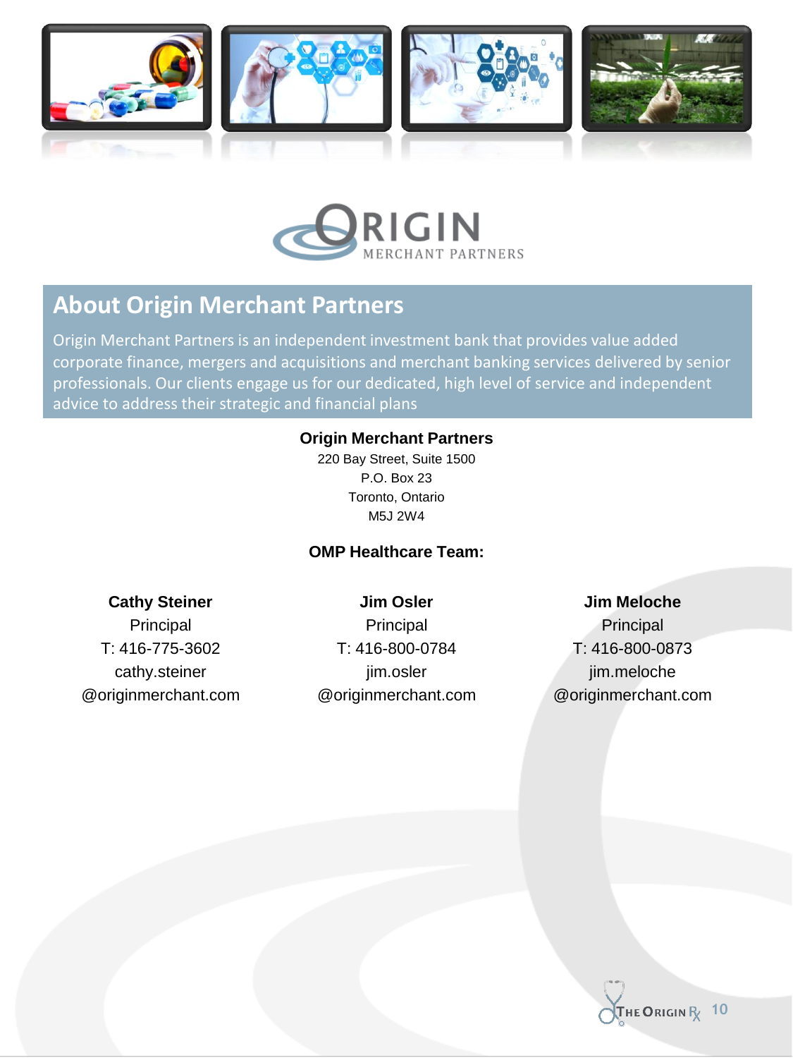ORIGIN MERCHANT PARTNERS

## About Origin Merchant Partners

Origin Merchant Partners is an independent investment bank that provides value added corporate finance, mergers and acquisitions and merchant banking services delivered by senior professionals. Our clients engage us for our dedicated, high level of service and independent advice to address their strategic and financial plans

**Origin Merchant Partners**
220 Bay Street, Suite 1500
P.O. Box 23
Toronto, Ontario
M5J 2W4

**OMP Healthcare Team:**

**Cathy Steiner**
Principal
T: 416-775-3602
cathy.steiner@originmerchant.com

**Jim Osler**
Principal
T: 416-800-0784
jim.osler@originmerchant.com

**Jim Meloche**
Principal
T: 416-800-0873
jim.meloche@originmerchant.com